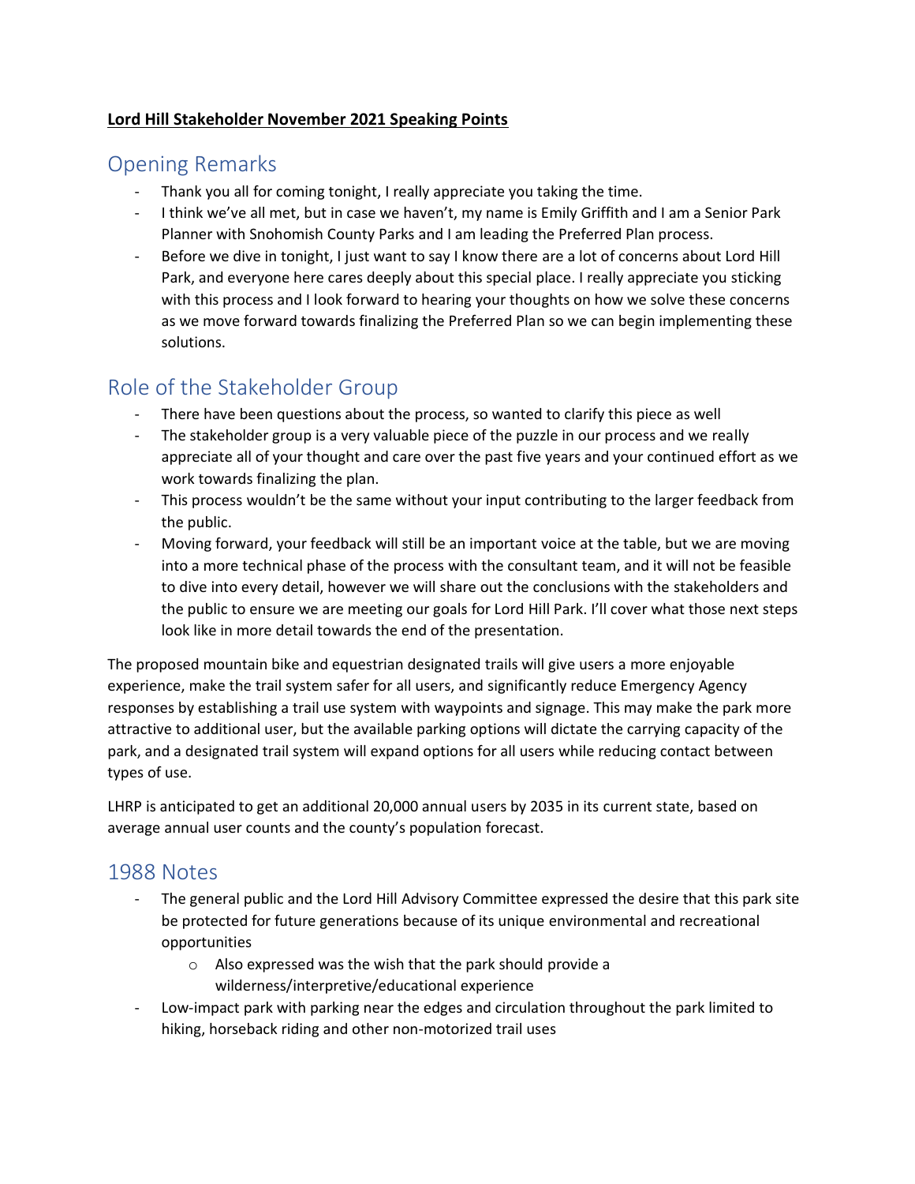**Lord Hill Stakeholder November 2021 Speaking Points**

## Opening Remarks

- Thank you all for coming tonight, I really appreciate you taking the time.
- I think we've all met, but in case we haven't, my name is Emily Griffith and I am a Senior Park Planner with Snohomish County Parks and I am leading the Preferred Plan process.
- Before we dive in tonight, I just want to say I know there are a lot of concerns about Lord Hill Park, and everyone here cares deeply about this special place. I really appreciate you sticking with this process and I look forward to hearing your thoughts on how we solve these concerns as we move forward towards finalizing the Preferred Plan so we can begin implementing these solutions.

## Role of the Stakeholder Group

- There have been questions about the process, so wanted to clarify this piece as well
- The stakeholder group is a very valuable piece of the puzzle in our process and we really appreciate all of your thought and care over the past five years and your continued effort as we work towards finalizing the plan.
- This process wouldn't be the same without your input contributing to the larger feedback from the public.
- Moving forward, your feedback will still be an important voice at the table, but we are moving into a more technical phase of the process with the consultant team, and it will not be feasible to dive into every detail, however we will share out the conclusions with the stakeholders and the public to ensure we are meeting our goals for Lord Hill Park. I'll cover what those next steps look like in more detail towards the end of the presentation.

The proposed mountain bike and equestrian designated trails will give users a more enjoyable experience, make the trail system safer for all users, and significantly reduce Emergency Agency responses by establishing a trail use system with waypoints and signage. This may make the park more attractive to additional user, but the available parking options will dictate the carrying capacity of the park, and a designated trail system will expand options for all users while reducing contact between types of use.

LHRP is anticipated to get an additional 20,000 annual users by 2035 in its current state, based on average annual user counts and the county's population forecast.

## 1988 Notes

- The general public and the Lord Hill Advisory Committee expressed the desire that this park site be protected for future generations because of its unique environmental and recreational opportunities
    - Also expressed was the wish that the park should provide a wilderness/interpretive/educational experience
- Low-impact park with parking near the edges and circulation throughout the park limited to hiking, horseback riding and other non-motorized trail uses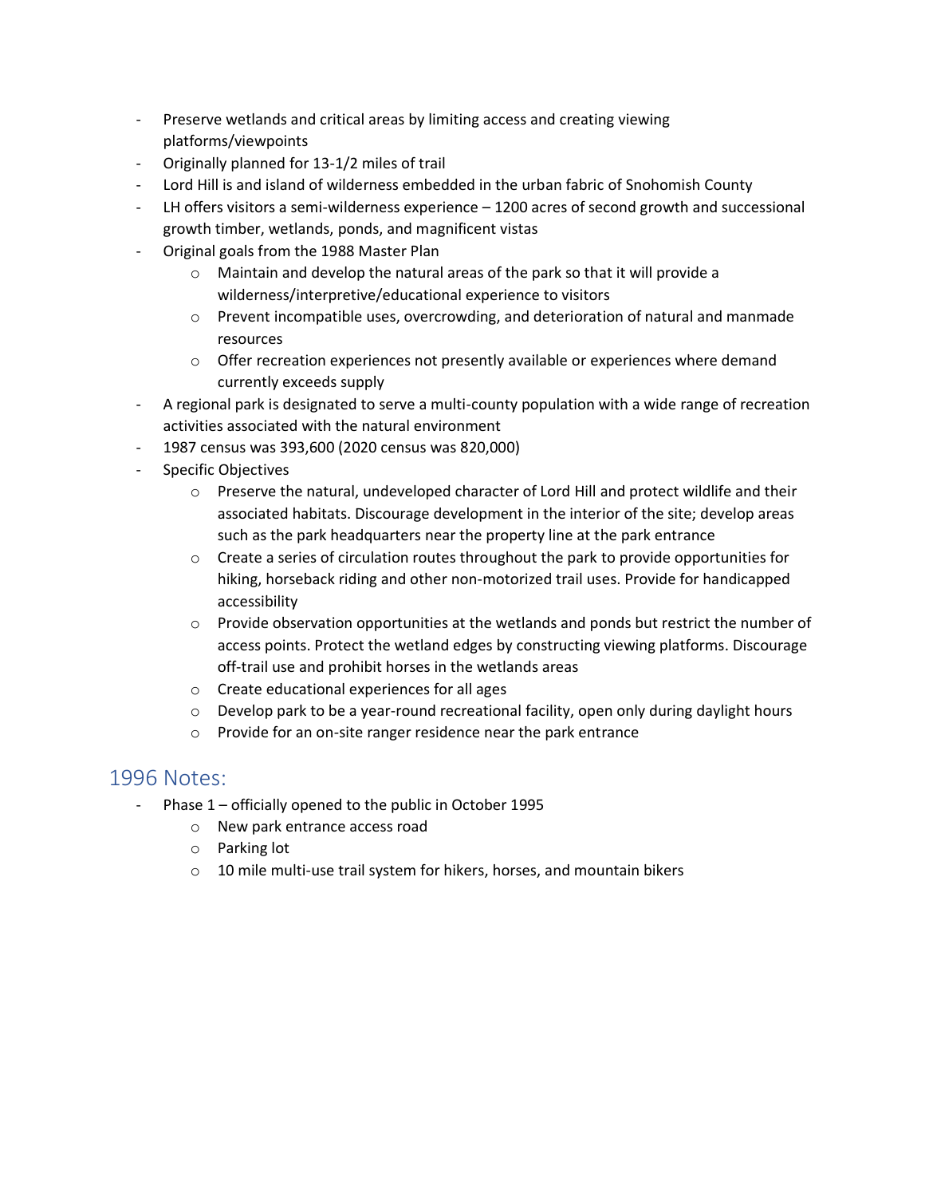- Preserve wetlands and critical areas by limiting access and creating viewing platforms/viewpoints
- Originally planned for 13-1/2 miles of trail
- Lord Hill is and island of wilderness embedded in the urban fabric of Snohomish County
- LH offers visitors a semi-wilderness experience – 1200 acres of second growth and successional growth timber, wetlands, ponds, and magnificent vistas
- Original goals from the 1988 Master Plan
  - Maintain and develop the natural areas of the park so that it will provide a wilderness/interpretive/educational experience to visitors
  - Prevent incompatible uses, overcrowding, and deterioration of natural and manmade resources
  - Offer recreation experiences not presently available or experiences where demand currently exceeds supply
- A regional park is designated to serve a multi-county population with a wide range of recreation activities associated with the natural environment
- 1987 census was 393,600 (2020 census was 820,000)
- Specific Objectives
  - Preserve the natural, undeveloped character of Lord Hill and protect wildlife and their associated habitats. Discourage development in the interior of the site; develop areas such as the park headquarters near the property line at the park entrance
  - Create a series of circulation routes throughout the park to provide opportunities for hiking, horseback riding and other non-motorized trail uses. Provide for handicapped accessibility
  - Provide observation opportunities at the wetlands and ponds but restrict the number of access points. Protect the wetland edges by constructing viewing platforms. Discourage off-trail use and prohibit horses in the wetlands areas
  - Create educational experiences for all ages
  - Develop park to be a year-round recreational facility, open only during daylight hours
  - Provide for an on-site ranger residence near the park entrance

## 1996 Notes:

- Phase 1 – officially opened to the public in October 1995
  - New park entrance access road
  - Parking lot
  - 10 mile multi-use trail system for hikers, horses, and mountain bikers